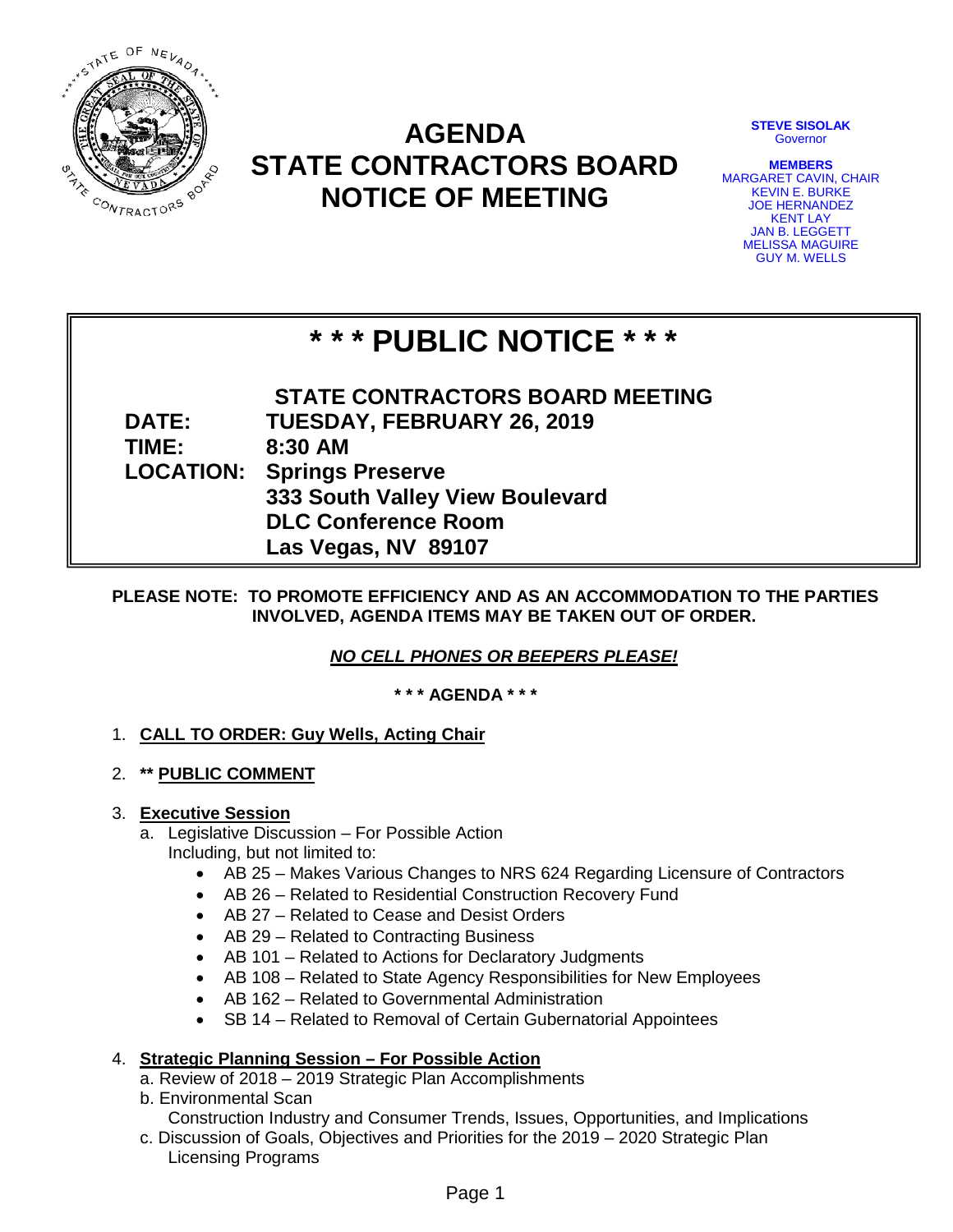# AGENDA
# STATE CONTRACTORS BOARD
# NOTICE OF MEETING

**STEVE SISOLAK**
Governor

**MEMBERS**
MARGARET CAVIN, CHAIR
KEVIN E. BURKE
JOE HERNANDEZ
KENT LAY
JAN B. LEGGETT
MELISSA MAGUIRE
GUY M. WELLS

## * * * PUBLIC NOTICE * * *

**STATE CONTRACTORS BOARD MEETING**

**DATE:** TUESDAY, FEBRUARY 26, 2019
**TIME:** 8:30 AM
**LOCATION:** Springs Preserve
333 South Valley View Boulevard
DLC Conference Room
Las Vegas, NV 89107

**PLEASE NOTE: TO PROMOTE EFFICIENCY AND AS AN ACCOMMODATION TO THE PARTIES INVOLVED, AGENDA ITEMS MAY BE TAKEN OUT OF ORDER.**

***NO CELL PHONES OR BEEPERS PLEASE!***

**\* \* \* AGENDA \* \* \***

1. **CALL TO ORDER: Guy Wells, Acting Chair**

2. **\*\* PUBLIC COMMENT**

3. **Executive Session**
   a. Legislative Discussion – For Possible Action
      Including, but not limited to:
      - AB 25 – Makes Various Changes to NRS 624 Regarding Licensure of Contractors
      - AB 26 – Related to Residential Construction Recovery Fund
      - AB 27 – Related to Cease and Desist Orders
      - AB 29 – Related to Contracting Business
      - AB 101 – Related to Actions for Declaratory Judgments
      - AB 108 – Related to State Agency Responsibilities for New Employees
      - AB 162 – Related to Governmental Administration
      - SB 14 – Related to Removal of Certain Gubernatorial Appointees

4. **Strategic Planning Session – For Possible Action**
   a. Review of 2018 – 2019 Strategic Plan Accomplishments
   b. Environmental Scan
      Construction Industry and Consumer Trends, Issues, Opportunities, and Implications
   c. Discussion of Goals, Objectives and Priorities for the 2019 – 2020 Strategic Plan
      Licensing Programs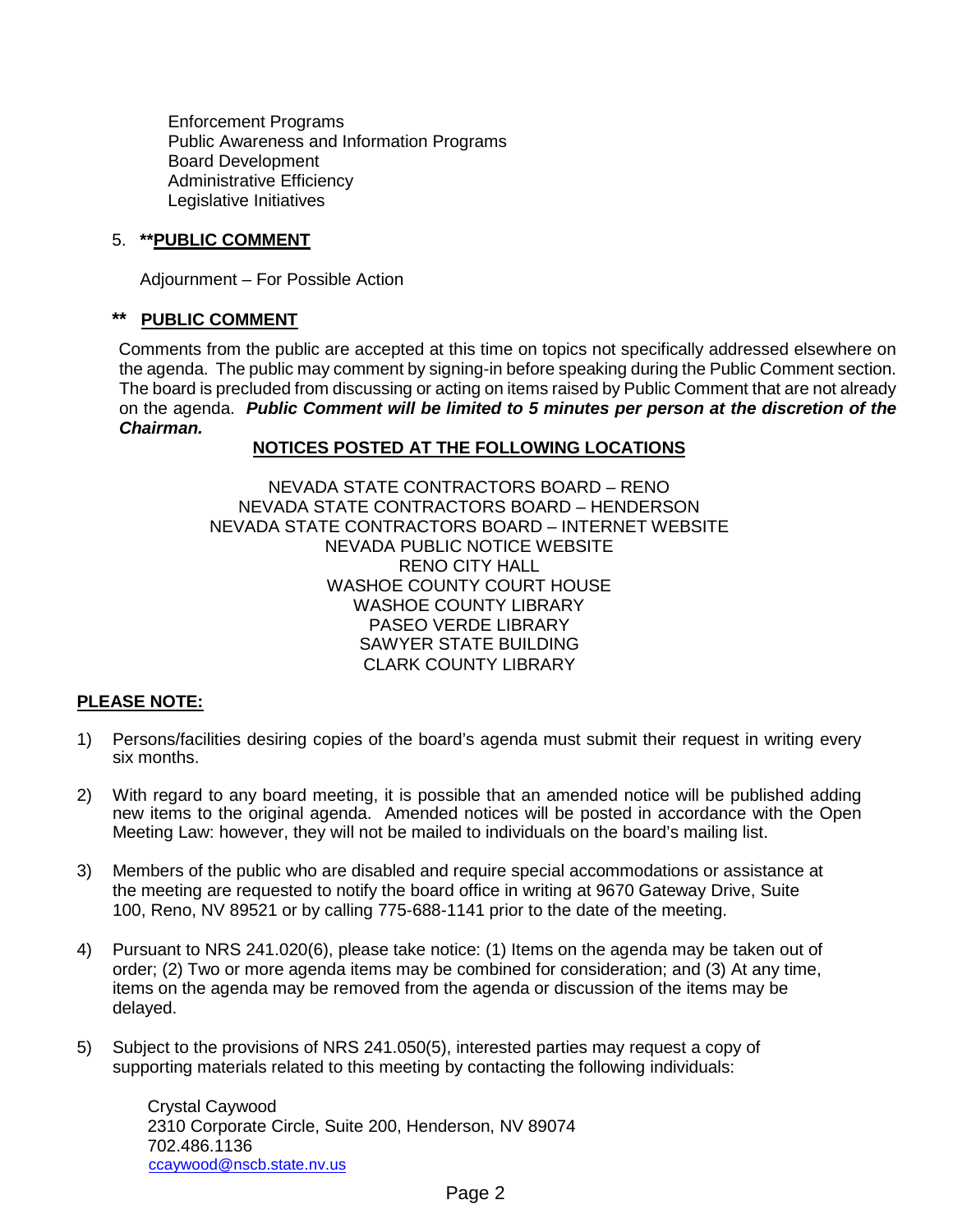Enforcement Programs
Public Awareness and Information Programs
Board Development
Administrative Efficiency
Legislative Initiatives

5. **\*\*PUBLIC COMMENT**

Adjournment – For Possible Action

**\*\* PUBLIC COMMENT**

Comments from the public are accepted at this time on topics not specifically addressed elsewhere on the agenda. The public may comment by signing-in before speaking during the Public Comment section. The board is precluded from discussing or acting on items raised by Public Comment that are not already on the agenda. ***Public Comment will be limited to 5 minutes per person at the discretion of the Chairman.***

**NOTICES POSTED AT THE FOLLOWING LOCATIONS**

NEVADA STATE CONTRACTORS BOARD – RENO
NEVADA STATE CONTRACTORS BOARD – HENDERSON
NEVADA STATE CONTRACTORS BOARD – INTERNET WEBSITE
NEVADA PUBLIC NOTICE WEBSITE
RENO CITY HALL
WASHOE COUNTY COURT HOUSE
WASHOE COUNTY LIBRARY
PASEO VERDE LIBRARY
SAWYER STATE BUILDING
CLARK COUNTY LIBRARY

**PLEASE NOTE:**

1) Persons/facilities desiring copies of the board's agenda must submit their request in writing every six months.

2) With regard to any board meeting, it is possible that an amended notice will be published adding new items to the original agenda. Amended notices will be posted in accordance with the Open Meeting Law: however, they will not be mailed to individuals on the board's mailing list.

3) Members of the public who are disabled and require special accommodations or assistance at the meeting are requested to notify the board office in writing at 9670 Gateway Drive, Suite 100, Reno, NV 89521 or by calling 775-688-1141 prior to the date of the meeting.

4) Pursuant to NRS 241.020(6), please take notice: (1) Items on the agenda may be taken out of order; (2) Two or more agenda items may be combined for consideration; and (3) At any time, items on the agenda may be removed from the agenda or discussion of the items may be delayed.

5) Subject to the provisions of NRS 241.050(5), interested parties may request a copy of supporting materials related to this meeting by contacting the following individuals:

Crystal Caywood
2310 Corporate Circle, Suite 200, Henderson, NV 89074
702.486.1136
ccaywood@nscb.state.nv.us